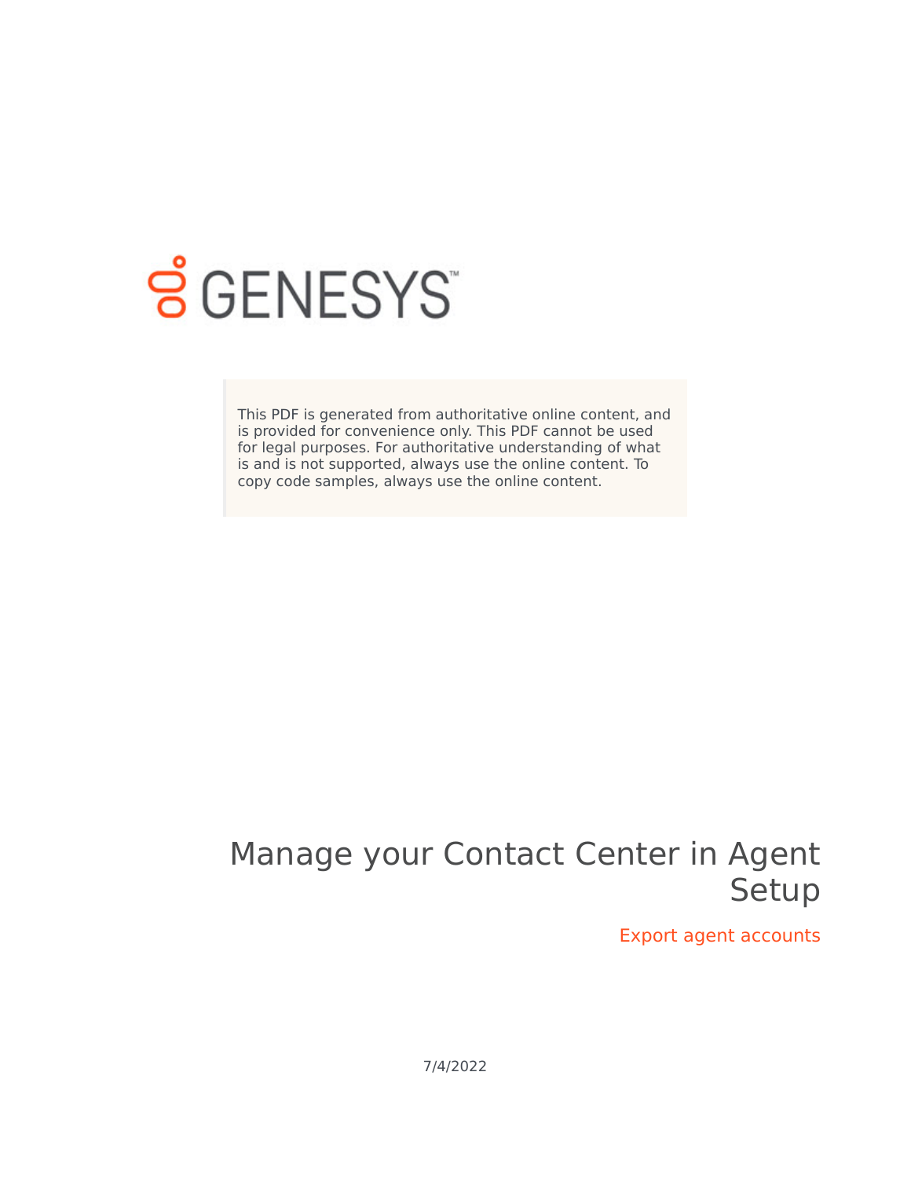GENESYS

This PDF is generated from authoritative online content, and is provided for convenience only. This PDF cannot be used for legal purposes. For authoritative understanding of what is and is not supported, always use the online content. To copy code samples, always use the online content.

# Manage your Contact Center in Agent Setup

## Export agent accounts

7/4/2022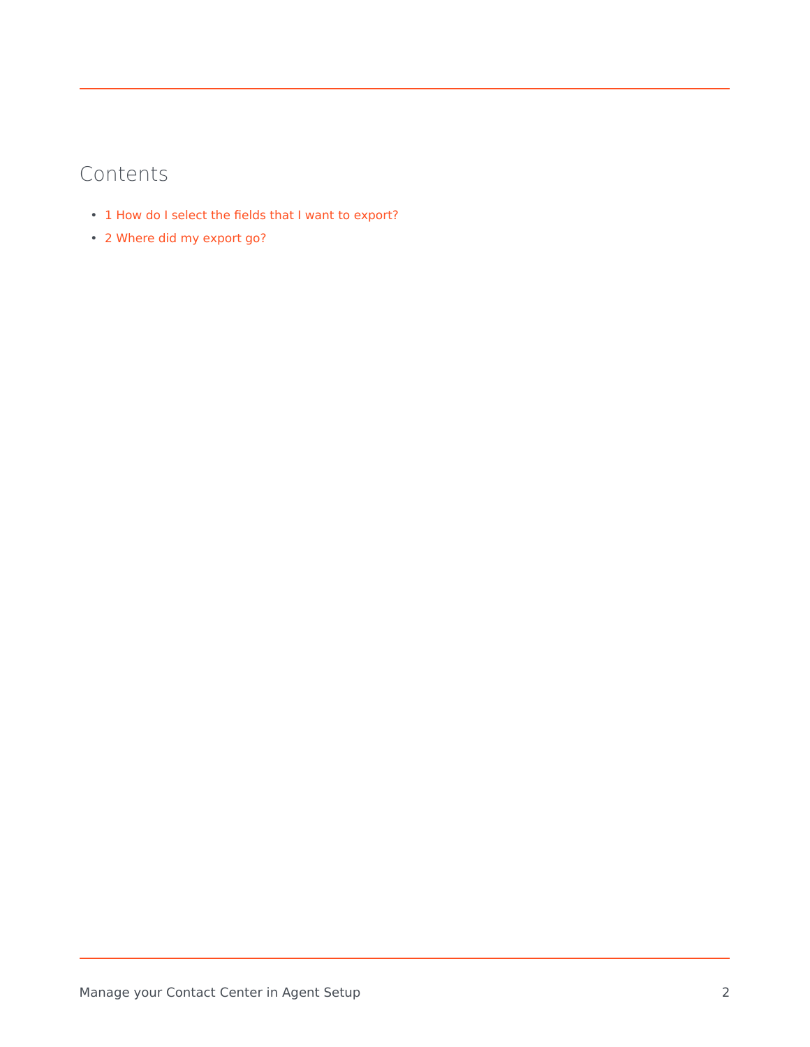## Contents

- 1 How do I select the fields that I want to export?
- 2 Where did my export go?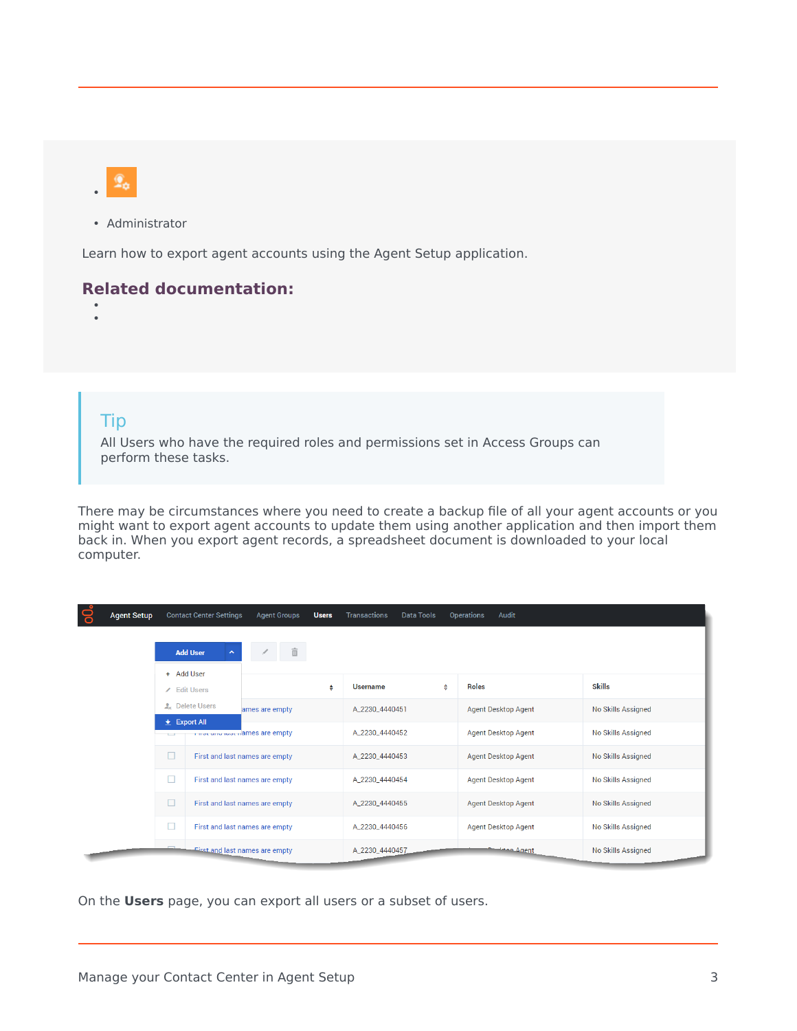- Administrator

Learn how to export agent accounts using the Agent Setup application.

## Related documentation:

> **Tip**
>
> All Users who have the required roles and permissions set in Access Groups can perform these tasks.

There may be circumstances where you need to create a backup file of all your agent accounts or you might want to export agent accounts to update them using another application and then import them back in. When you export agent records, a spreadsheet document is downloaded to your local computer.

On the **Users** page, you can export all users or a subset of users.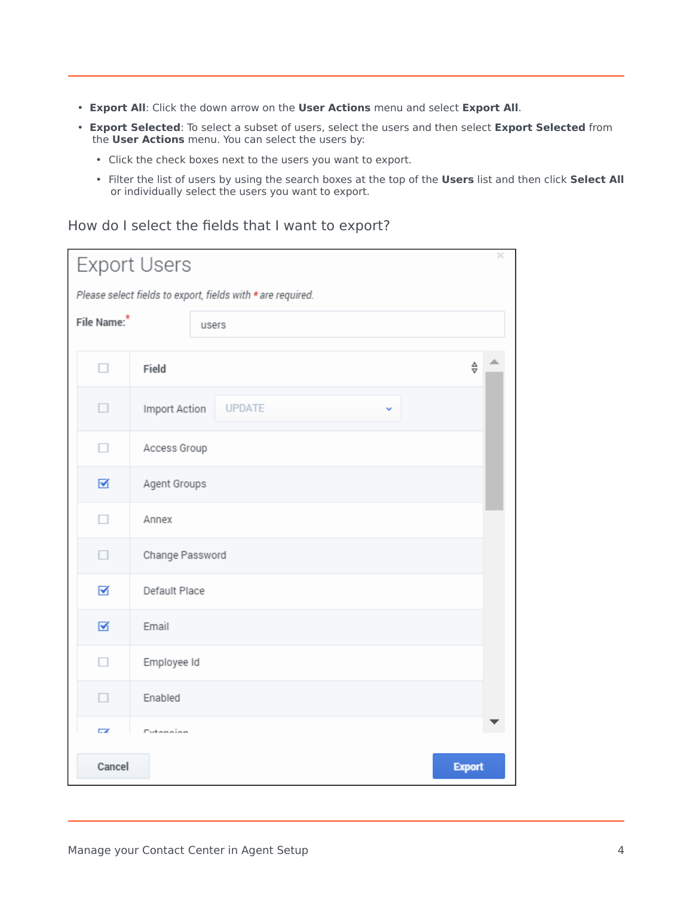- **Export All**: Click the down arrow on the **User Actions** menu and select **Export All**.
- **Export Selected**: To select a subset of users, select the users and then select **Export Selected** from the **User Actions** menu. You can select the users by:
    - Click the check boxes next to the users you want to export.
    - Filter the list of users by using the search boxes at the top of the **Users** list and then click **Select All** or individually select the users you want to export.

## How do I select the fields that I want to export?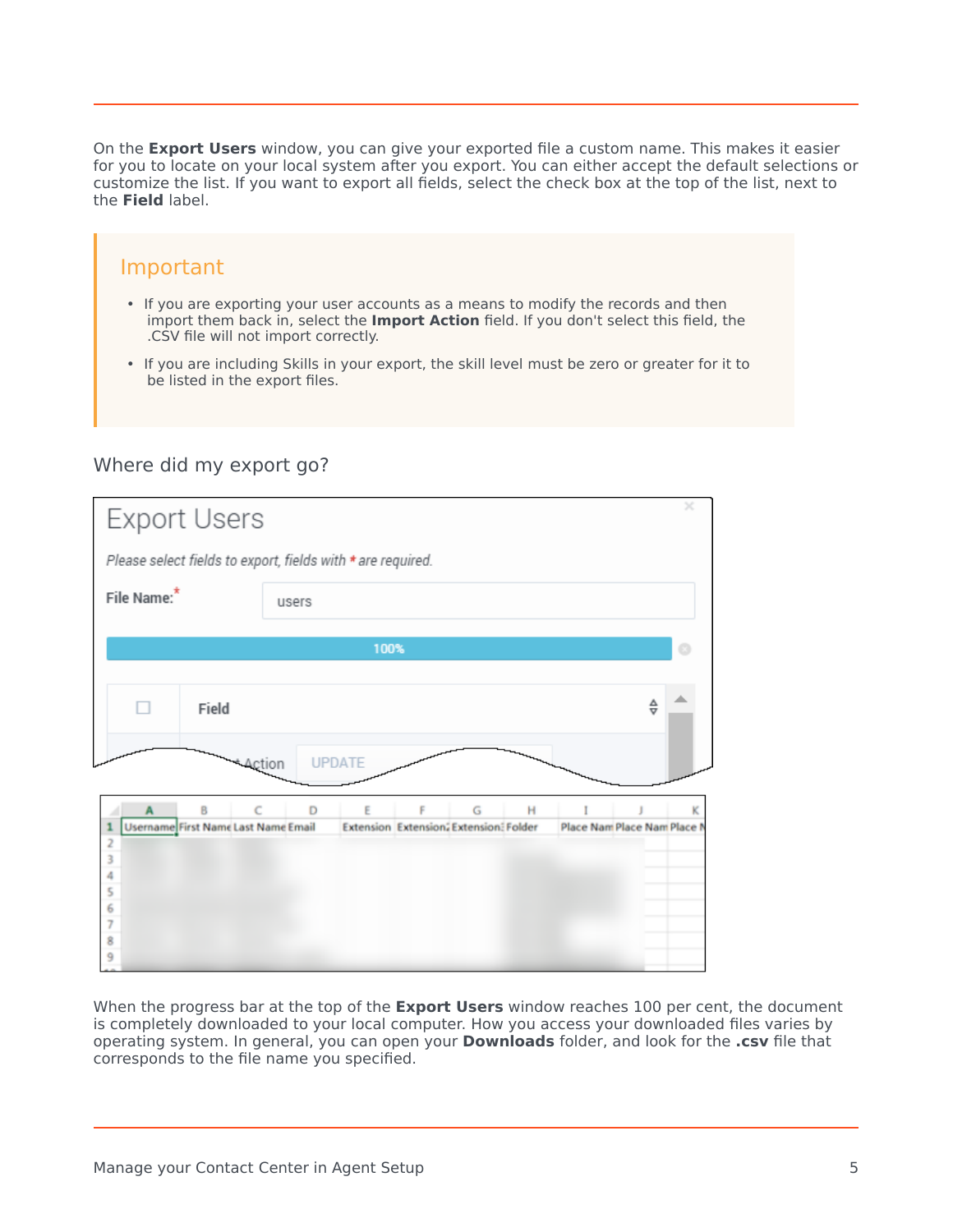On the **Export Users** window, you can give your exported file a custom name. This makes it easier for you to locate on your local system after you export. You can either accept the default selections or customize the list. If you want to export all fields, select the check box at the top of the list, next to the **Field** label.

> **Important**
>
> - If you are exporting your user accounts as a means to modify the records and then import them back in, select the **Import Action** field. If you don't select this field, the .CSV file will not import correctly.
> - If you are including Skills in your export, the skill level must be zero or greater for it to be listed in the export files.

## Where did my export go?

When the progress bar at the top of the **Export Users** window reaches 100 per cent, the document is completely downloaded to your local computer. How you access your downloaded files varies by operating system. In general, you can open your **Downloads** folder, and look for the **.csv** file that corresponds to the file name you specified.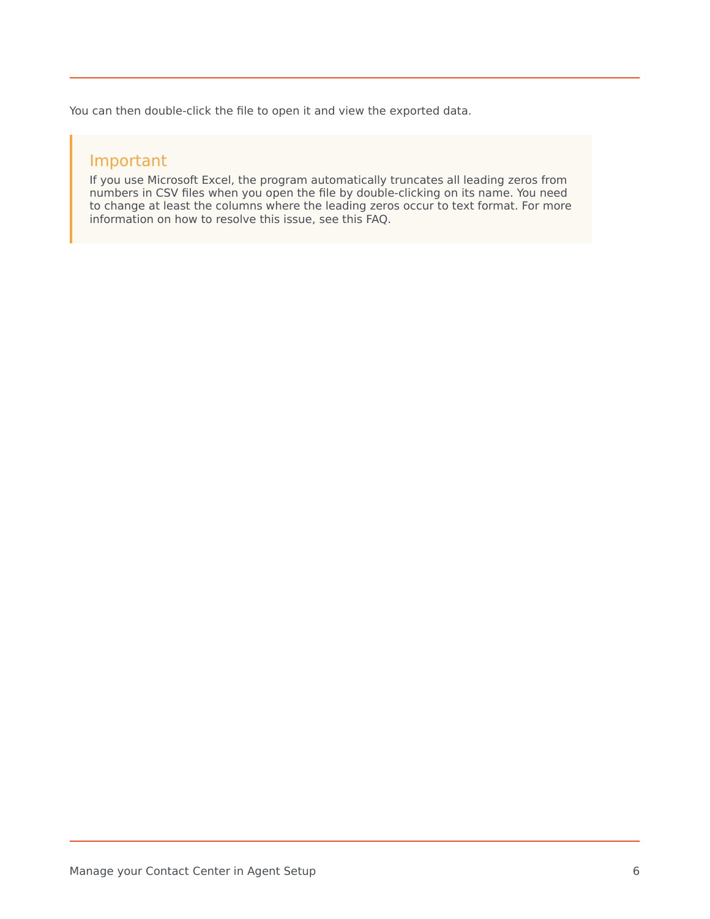You can then double-click the file to open it and view the exported data.

> **Important**
>
> If you use Microsoft Excel, the program automatically truncates all leading zeros from numbers in CSV files when you open the file by double-clicking on its name. You need to change at least the columns where the leading zeros occur to text format. For more information on how to resolve this issue, see this FAQ.